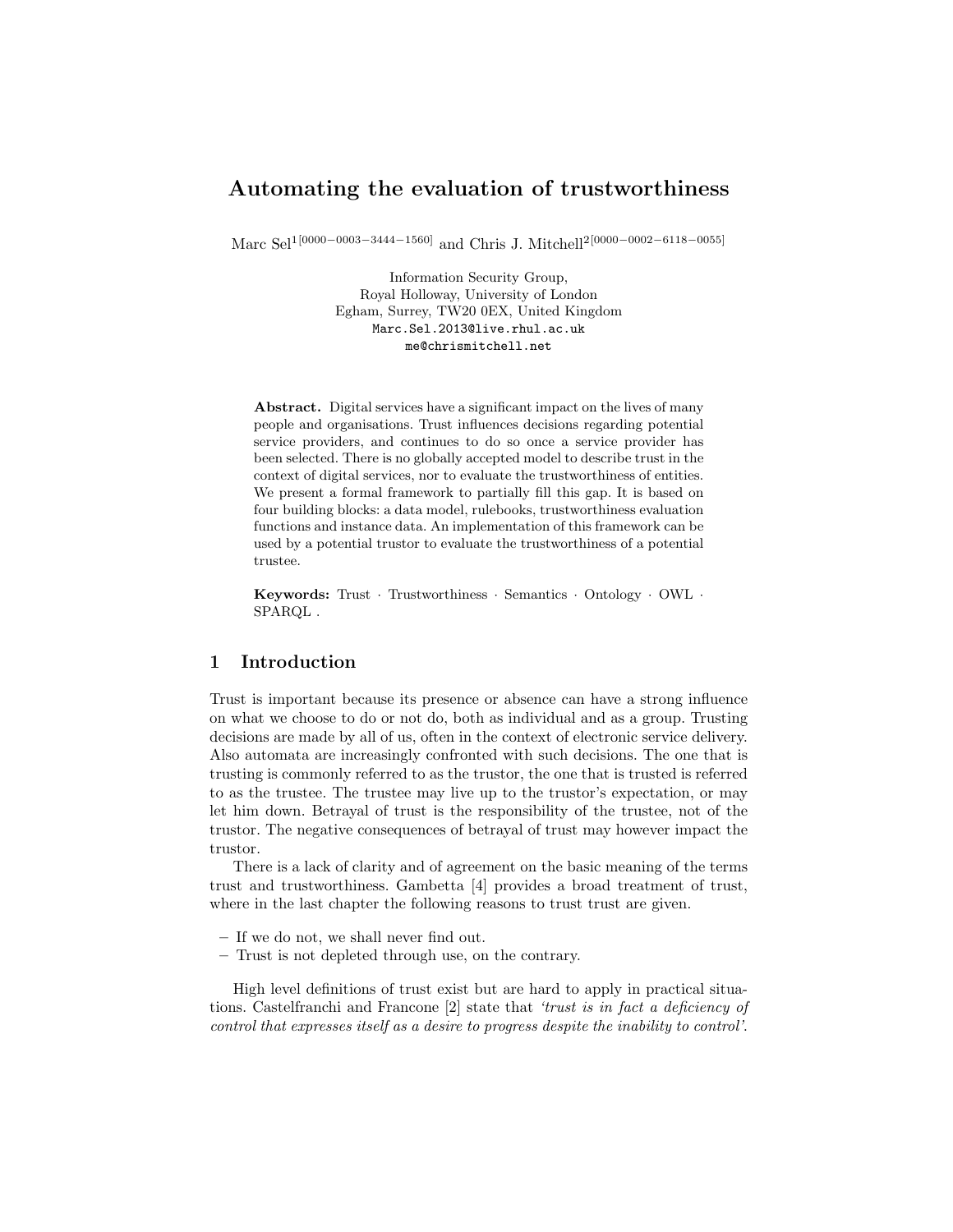# Automating the evaluation of trustworthiness

Marc Sel[1 [0000−0003−3444−1560]] and Chris J. Mitchell[2 [0000−0002−6118−0055]]

Information Security Group,
Royal Holloway, University of London
Egham, Surrey, TW20 0EX, United Kingdom
Marc.Sel.2013@live.rhul.ac.uk
me@chrismitchell.net

**Abstract.** Digital services have a significant impact on the lives of many people and organisations. Trust influences decisions regarding potential service providers, and continues to do so once a service provider has been selected. There is no globally accepted model to describe trust in the context of digital services, nor to evaluate the trustworthiness of entities. We present a formal framework to partially fill this gap. It is based on four building blocks: a data model, rulebooks, trustworthiness evaluation functions and instance data. An implementation of this framework can be used by a potential trustor to evaluate the trustworthiness of a potential trustee.

**Keywords:** Trust · Trustworthiness · Semantics · Ontology · OWL · SPARQL .

## 1 Introduction

Trust is important because its presence or absence can have a strong influence on what we choose to do or not do, both as individual and as a group. Trusting decisions are made by all of us, often in the context of electronic service delivery. Also automata are increasingly confronted with such decisions. The one that is trusting is commonly referred to as the trustor, the one that is trusted is referred to as the trustee. The trustee may live up to the trustor's expectation, or may let him down. Betrayal of trust is the responsibility of the trustee, not of the trustor. The negative consequences of betrayal of trust may however impact the trustor.

There is a lack of clarity and of agreement on the basic meaning of the terms trust and trustworthiness. Gambetta [4] provides a broad treatment of trust, where in the last chapter the following reasons to trust trust are given.

- If we do not, we shall never find out.
- Trust is not depleted through use, on the contrary.

High level definitions of trust exist but are hard to apply in practical situations. Castelfranchi and Francone [2] state that *'trust is in fact a deficiency of control that expresses itself as a desire to progress despite the inability to control'*.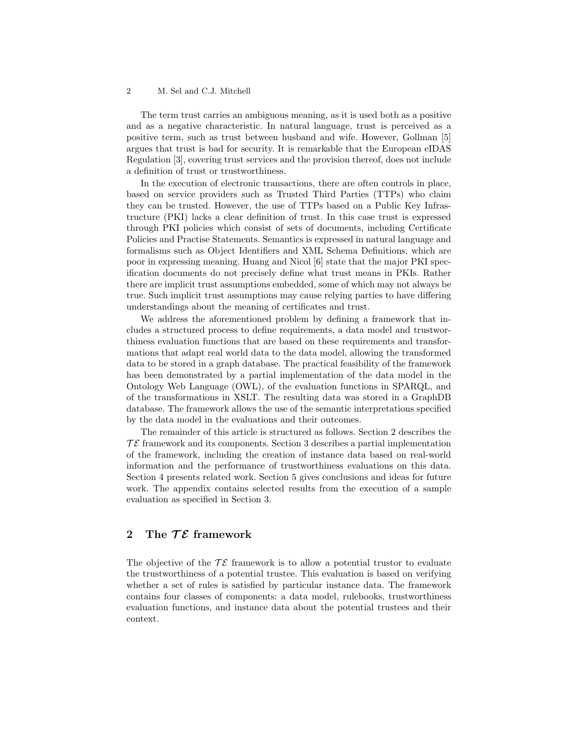The term trust carries an ambiguous meaning, as it is used both as a positive and as a negative characteristic. In natural language, trust is perceived as a positive term, such as trust between husband and wife. However, Gollman [5] argues that trust is bad for security. It is remarkable that the European eIDAS Regulation [3], covering trust services and the provision thereof, does not include a definition of trust or trustworthiness.

In the execution of electronic transactions, there are often controls in place, based on service providers such as Trusted Third Parties (TTPs) who claim they can be trusted. However, the use of TTPs based on a Public Key Infrastructure (PKI) lacks a clear definition of trust. In this case trust is expressed through PKI policies which consist of sets of documents, including Certificate Policies and Practise Statements. Semantics is expressed in natural language and formalisms such as Object Identifiers and XML Schema Definitions, which are poor in expressing meaning. Huang and Nicol [6] state that the major PKI specification documents do not precisely define what trust means in PKIs. Rather there are implicit trust assumptions embedded, some of which may not always be true. Such implicit trust assumptions may cause relying parties to have differing understandings about the meaning of certificates and trust.

We address the aforementioned problem by defining a framework that includes a structured process to define requirements, a data model and trustworthiness evaluation functions that are based on these requirements and transformations that adapt real world data to the data model, allowing the transformed data to be stored in a graph database. The practical feasibility of the framework has been demonstrated by a partial implementation of the data model in the Ontology Web Language (OWL), of the evaluation functions in SPARQL, and of the transformations in XSLT. The resulting data was stored in a GraphDB database. The framework allows the use of the semantic interpretations specified by the data model in the evaluations and their outcomes.

The remainder of this article is structured as follows. Section 2 describes the $\mathcal{TE}$ framework and its components. Section 3 describes a partial implementation of the framework, including the creation of instance data based on real-world information and the performance of trustworthiness evaluations on this data. Section 4 presents related work. Section 5 gives conclusions and ideas for future work. The appendix contains selected results from the execution of a sample evaluation as specified in Section 3.

## 2 The $\mathcal{TE}$ framework

The objective of the $\mathcal{TE}$ framework is to allow a potential trustor to evaluate the trustworthiness of a potential trustee. This evaluation is based on verifying whether a set of rules is satisfied by particular instance data. The framework contains four classes of components: a data model, rulebooks, trustworthiness evaluation functions, and instance data about the potential trustees and their context.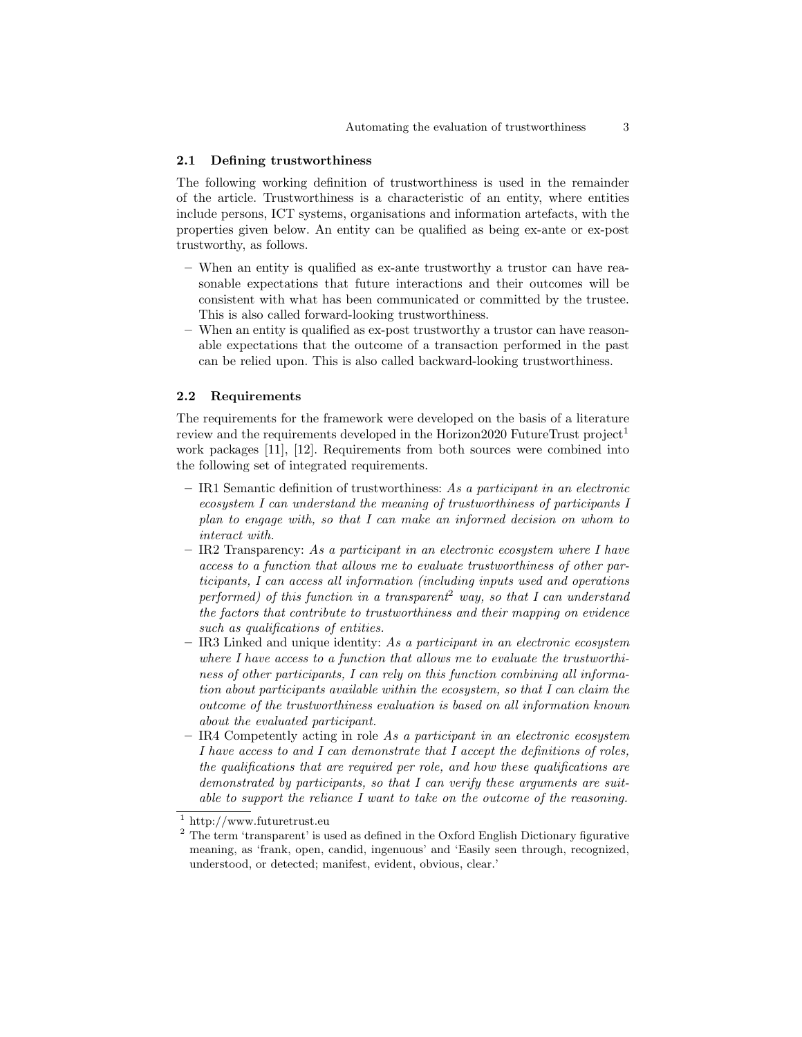### 2.1 Defining trustworthiness

The following working definition of trustworthiness is used in the remainder of the article. Trustworthiness is a characteristic of an entity, where entities include persons, ICT systems, organisations and information artefacts, with the properties given below. An entity can be qualified as being ex-ante or ex-post trustworthy, as follows.

- When an entity is qualified as ex-ante trustworthy a trustor can have reasonable expectations that future interactions and their outcomes will be consistent with what has been communicated or committed by the trustee. This is also called forward-looking trustworthiness.
- When an entity is qualified as ex-post trustworthy a trustor can have reasonable expectations that the outcome of a transaction performed in the past can be relied upon. This is also called backward-looking trustworthiness.

### 2.2 Requirements

The requirements for the framework were developed on the basis of a literature review and the requirements developed in the Horizon2020 FutureTrust project[1] work packages [11], [12]. Requirements from both sources were combined into the following set of integrated requirements.

- IR1 Semantic definition of trustworthiness: *As a participant in an electronic ecosystem I can understand the meaning of trustworthiness of participants I plan to engage with, so that I can make an informed decision on whom to interact with.*
- IR2 Transparency: *As a participant in an electronic ecosystem where I have access to a function that allows me to evaluate trustworthiness of other participants, I can access all information (including inputs used and operations performed) of this function in a transparent[2] way, so that I can understand the factors that contribute to trustworthiness and their mapping on evidence such as qualifications of entities.*
- IR3 Linked and unique identity: *As a participant in an electronic ecosystem where I have access to a function that allows me to evaluate the trustworthiness of other participants, I can rely on this function combining all information about participants available within the ecosystem, so that I can claim the outcome of the trustworthiness evaluation is based on all information known about the evaluated participant.*
- IR4 Competently acting in role *As a participant in an electronic ecosystem I have access to and I can demonstrate that I accept the definitions of roles, the qualifications that are required per role, and how these qualifications are demonstrated by participants, so that I can verify these arguments are suitable to support the reliance I want to take on the outcome of the reasoning.*

[1] http://www.futuretrust.eu

[2] The term 'transparent' is used as defined in the Oxford English Dictionary figurative meaning, as 'frank, open, candid, ingenuous' and 'Easily seen through, recognized, understood, or detected; manifest, evident, obvious, clear.'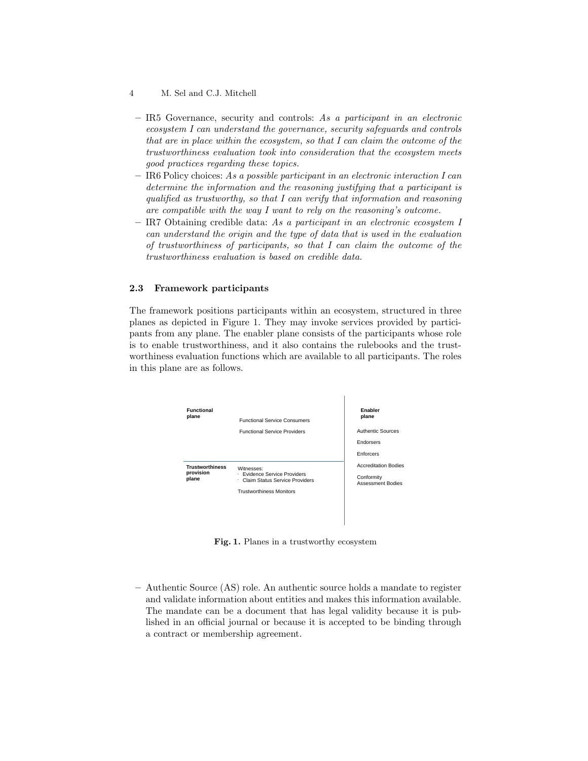- IR5 Governance, security and controls: *As a participant in an electronic ecosystem I can understand the governance, security safeguards and controls that are in place within the ecosystem, so that I can claim the outcome of the trustworthiness evaluation took into consideration that the ecosystem meets good practices regarding these topics.*
- IR6 Policy choices: *As a possible participant in an electronic interaction I can determine the information and the reasoning justifying that a participant is qualified as trustworthy, so that I can verify that information and reasoning are compatible with the way I want to rely on the reasoning's outcome.*
- IR7 Obtaining credible data: *As a participant in an electronic ecosystem I can understand the origin and the type of data that is used in the evaluation of trustworthiness of participants, so that I can claim the outcome of the trustworthiness evaluation is based on credible data.*

### 2.3 Framework participants

The framework positions participants within an ecosystem, structured in three planes as depicted in Figure 1. They may invoke services provided by participants from any plane. The enabler plane consists of the participants whose role is to enable trustworthiness, and it also contains the rulebooks and the trustworthiness evaluation functions which are available to all participants. The roles in this plane are as follows.

| | | Enabler plane |
|---|---|---|
| **Functional plane** | Functional Service Consumers<br>Functional Service Providers | Authentic Sources<br>Endorsers<br>Enforcers |
| **Trustworthiness provision plane** | Witnesses:<br>· Evidence Service Providers<br>· Claim Status Service Providers<br>Trustworthiness Monitors | Accreditation Bodies<br>Conformity Assessment Bodies |

**Fig. 1.** Planes in a trustworthy ecosystem

- Authentic Source (AS) role. An authentic source holds a mandate to register and validate information about entities and makes this information available. The mandate can be a document that has legal validity because it is published in an official journal or because it is accepted to be binding through a contract or membership agreement.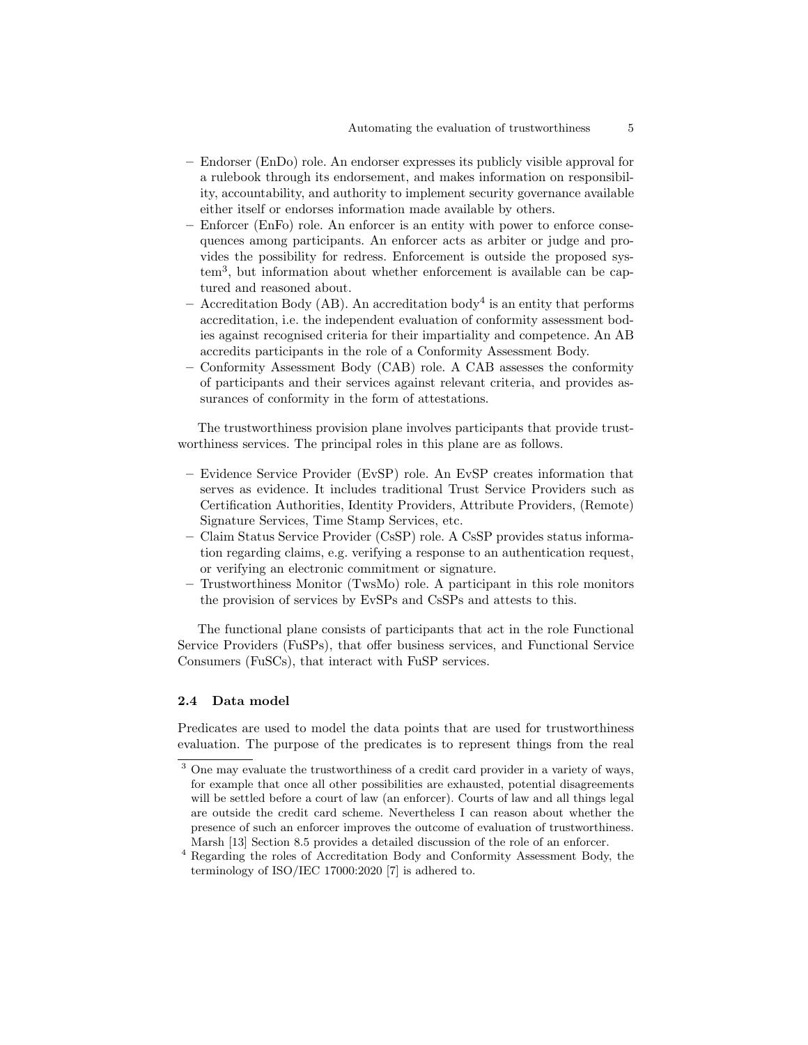- Endorser (EnDo) role. An endorser expresses its publicly visible approval for a rulebook through its endorsement, and makes information on responsibility, accountability, and authority to implement security governance available either itself or endorses information made available by others.
- Enforcer (EnFo) role. An enforcer is an entity with power to enforce consequences among participants. An enforcer acts as arbiter or judge and provides the possibility for redress. Enforcement is outside the proposed system[3], but information about whether enforcement is available can be captured and reasoned about.
- Accreditation Body (AB). An accreditation body[4] is an entity that performs accreditation, i.e. the independent evaluation of conformity assessment bodies against recognised criteria for their impartiality and competence. An AB accredits participants in the role of a Conformity Assessment Body.
- Conformity Assessment Body (CAB) role. A CAB assesses the conformity of participants and their services against relevant criteria, and provides assurances of conformity in the form of attestations.

The trustworthiness provision plane involves participants that provide trustworthiness services. The principal roles in this plane are as follows.

- Evidence Service Provider (EvSP) role. An EvSP creates information that serves as evidence. It includes traditional Trust Service Providers such as Certification Authorities, Identity Providers, Attribute Providers, (Remote) Signature Services, Time Stamp Services, etc.
- Claim Status Service Provider (CsSP) role. A CsSP provides status information regarding claims, e.g. verifying a response to an authentication request, or verifying an electronic commitment or signature.
- Trustworthiness Monitor (TwsMo) role. A participant in this role monitors the provision of services by EvSPs and CsSPs and attests to this.

The functional plane consists of participants that act in the role Functional Service Providers (FuSPs), that offer business services, and Functional Service Consumers (FuSCs), that interact with FuSP services.

### 2.4 Data model

Predicates are used to model the data points that are used for trustworthiness evaluation. The purpose of the predicates is to represent things from the real

[3] One may evaluate the trustworthiness of a credit card provider in a variety of ways, for example that once all other possibilities are exhausted, potential disagreements will be settled before a court of law (an enforcer). Courts of law and all things legal are outside the credit card scheme. Nevertheless I can reason about whether the presence of such an enforcer improves the outcome of evaluation of trustworthiness. Marsh [13] Section 8.5 provides a detailed discussion of the role of an enforcer.

[4] Regarding the roles of Accreditation Body and Conformity Assessment Body, the terminology of ISO/IEC 17000:2020 [7] is adhered to.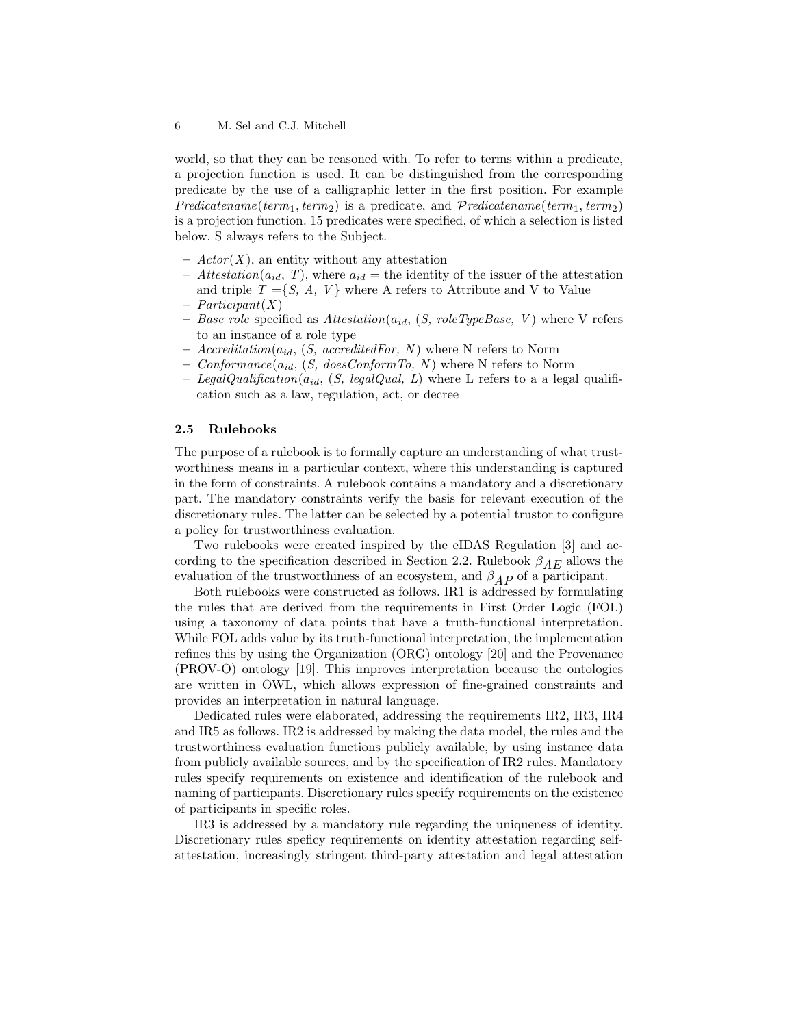world, so that they can be reasoned with. To refer to terms within a predicate, a projection function is used. It can be distinguished from the corresponding predicate by the use of a calligraphic letter in the first position. For example $Predicatename(term_1, term_2)$ is a predicate, and $\mathcal{P}redicatename(term_1, term_2)$ is a projection function. 15 predicates were specified, of which a selection is listed below. S always refers to the Subject.

- $Actor(X)$, an entity without any attestation
- $Attestation(a_{id},\ T)$, where $a_{id}$ = the identity of the issuer of the attestation and triple $T = \{S,\ A,\ V\}$ where A refers to Attribute and V to Value
- $Participant(X)$
- *Base role* specified as $Attestation(a_{id},\ (S,\ roleTypeBase,\ V)$ where V refers to an instance of a role type
- $Accreditation(a_{id},\ (S,\ accreditedFor,\ N)$ where N refers to Norm
- $Conformance(a_{id},\ (S,\ doesConformTo,\ N)$ where N refers to Norm
- $LegalQualification(a_{id},\ (S,\ legalQual,\ L)$ where L refers to a a legal qualification such as a law, regulation, act, or decree

### 2.5 Rulebooks

The purpose of a rulebook is to formally capture an understanding of what trustworthiness means in a particular context, where this understanding is captured in the form of constraints. A rulebook contains a mandatory and a discretionary part. The mandatory constraints verify the basis for relevant execution of the discretionary rules. The latter can be selected by a potential trustor to configure a policy for trustworthiness evaluation.

Two rulebooks were created inspired by the eIDAS Regulation [3] and according to the specification described in Section 2.2. Rulebook $\beta_{AE}$ allows the evaluation of the trustworthiness of an ecosystem, and $\beta_{AP}$ of a participant.

Both rulebooks were constructed as follows. IR1 is addressed by formulating the rules that are derived from the requirements in First Order Logic (FOL) using a taxonomy of data points that have a truth-functional interpretation. While FOL adds value by its truth-functional interpretation, the implementation refines this by using the Organization (ORG) ontology [20] and the Provenance (PROV-O) ontology [19]. This improves interpretation because the ontologies are written in OWL, which allows expression of fine-grained constraints and provides an interpretation in natural language.

Dedicated rules were elaborated, addressing the requirements IR2, IR3, IR4 and IR5 as follows. IR2 is addressed by making the data model, the rules and the trustworthiness evaluation functions publicly available, by using instance data from publicly available sources, and by the specification of IR2 rules. Mandatory rules specify requirements on existence and identification of the rulebook and naming of participants. Discretionary rules specify requirements on the existence of participants in specific roles.

IR3 is addressed by a mandatory rule regarding the uniqueness of identity. Discretionary rules speficy requirements on identity attestation regarding self-attestation, increasingly stringent third-party attestation and legal attestation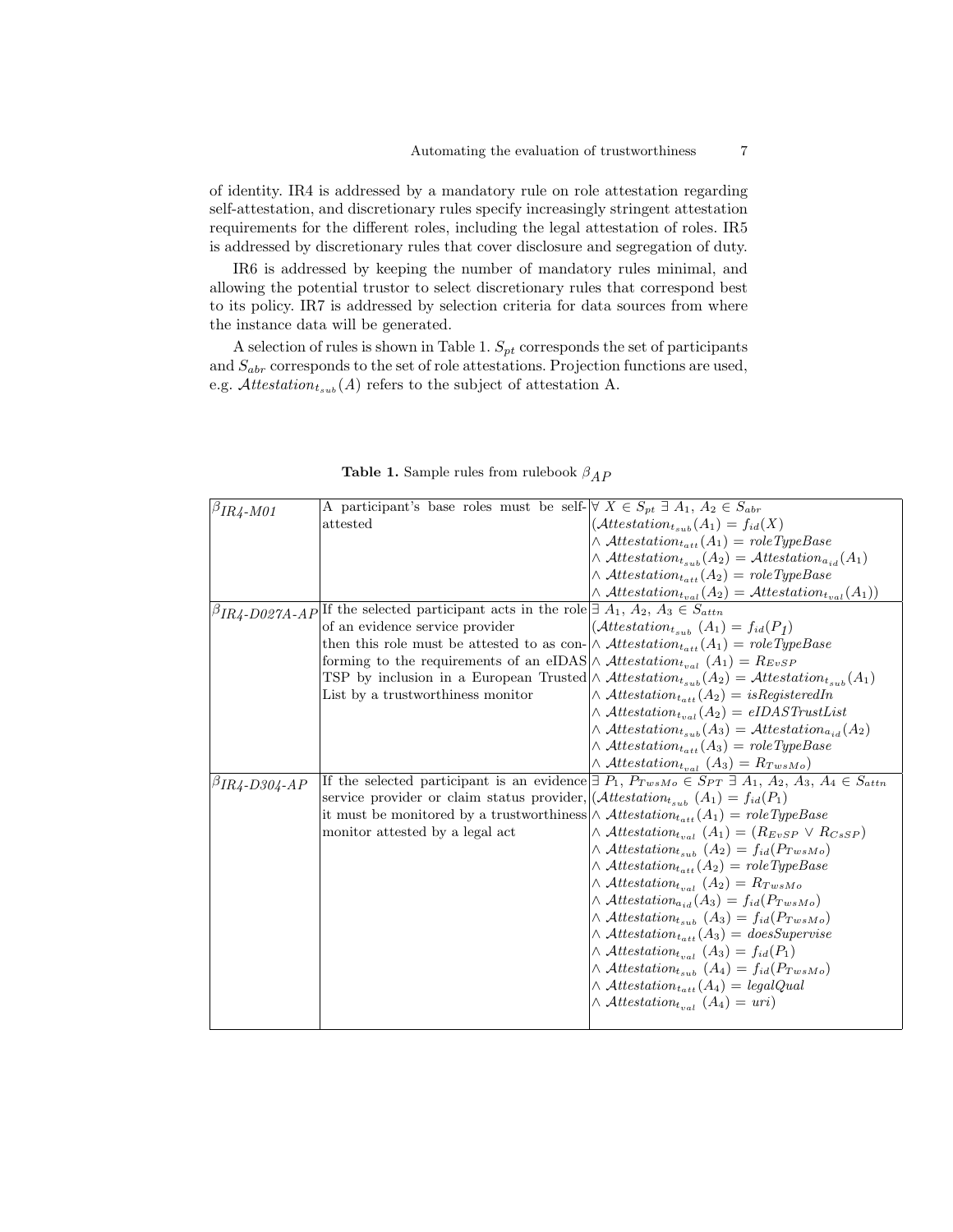of identity. IR4 is addressed by a mandatory rule on role attestation regarding self-attestation, and discretionary rules specify increasingly stringent attestation requirements for the different roles, including the legal attestation of roles. IR5 is addressed by discretionary rules that cover disclosure and segregation of duty.

IR6 is addressed by keeping the number of mandatory rules minimal, and allowing the potential trustor to select discretionary rules that correspond best to its policy. IR7 is addressed by selection criteria for data sources from where the instance data will be generated.

A selection of rules is shown in Table 1. $S_{pt}$ corresponds the set of participants and $S_{abr}$ corresponds to the set of role attestations. Projection functions are used, e.g. $\mathcal{A}ttestation_{t_{sub}}(A)$ refers to the subject of attestation A.

**Table 1.** Sample rules from rulebook $\beta_{AP}$

| | | |
|---|---|---|
| $\beta_{IR4\text{-}M01}$ | A participant's base roles must be self-attested | $\forall\ X \in S_{pt}\ \exists\ A_1, A_2 \in S_{abr}$ $(\mathcal{A}ttestation_{t_{sub}}(A_1) = f_{id}(X)$ $\wedge\ \mathcal{A}ttestation_{t_{att}}(A_1) = roleTypeBase$ $\wedge\ \mathcal{A}ttestation_{t_{sub}}(A_2) = \mathcal{A}ttestation_{a_{id}}(A_1)$ $\wedge\ \mathcal{A}ttestation_{t_{att}}(A_2) = roleTypeBase$ $\wedge\ \mathcal{A}ttestation_{t_{val}}(A_2) = \mathcal{A}ttestation_{t_{val}}(A_1))$ |
| $\beta_{IR4\text{-}D027A\text{-}AP}$ | If the selected participant acts in the role of an evidence service provider then this role must be attested to as conforming to the requirements of an eIDAS TSP by inclusion in a European Trusted List by a trustworthiness monitor | $\exists\ A_1, A_2, A_3 \in S_{attn}$ $(\mathcal{A}ttestation_{t_{sub}}\ (A_1) = f_{id}(P_1)$ $\wedge\ \mathcal{A}ttestation_{t_{att}}(A_1) = roleTypeBase$ $\wedge\ \mathcal{A}ttestation_{t_{val}}\ (A_1) = R_{EvSP}$ $\wedge\ \mathcal{A}ttestation_{t_{sub}}(A_2) = \mathcal{A}ttestation_{t_{sub}}(A_1)$ $\wedge\ \mathcal{A}ttestation_{t_{att}}(A_2) = isRegisteredIn$ $\wedge\ \mathcal{A}ttestation_{t_{val}}(A_2) = eIDASTrustList$ $\wedge\ \mathcal{A}ttestation_{t_{sub}}(A_3) = \mathcal{A}ttestation_{a_{id}}(A_2)$ $\wedge\ \mathcal{A}ttestation_{t_{att}}(A_3) = roleTypeBase$ $\wedge\ \mathcal{A}ttestation_{t_{val}}\ (A_3) = R_{TwsMo})$ |
| $\beta_{IR4\text{-}D304\text{-}AP}$ | If the selected participant is an evidence service provider or claim status provider, it must be monitored by a trustworthiness monitor attested by a legal act | $\exists\ P_1, P_{TwsMo} \in S_{PT}\ \exists\ A_1, A_2, A_3, A_4 \in S_{attn}$ $(\mathcal{A}ttestation_{t_{sub}}\ (A_1) = f_{id}(P_1)$ $\wedge\ \mathcal{A}ttestation_{t_{att}}(A_1) = roleTypeBase$ $\wedge\ \mathcal{A}ttestation_{t_{val}}\ (A_1) = (R_{EvSP} \vee R_{CsSP})$ $\wedge\ \mathcal{A}ttestation_{t_{sub}}\ (A_2) = f_{id}(P_{TwsMo})$ $\wedge\ \mathcal{A}ttestation_{t_{att}}(A_2) = roleTypeBase$ $\wedge\ \mathcal{A}ttestation_{t_{val}}\ (A_2) = R_{TwsMo}$ $\wedge\ \mathcal{A}ttestation_{a_{id}}(A_3) = f_{id}(P_{TwsMo})$ $\wedge\ \mathcal{A}ttestation_{t_{sub}}\ (A_3) = f_{id}(P_{TwsMo})$ $\wedge\ \mathcal{A}ttestation_{t_{att}}(A_3) = doesSupervise$ $\wedge\ \mathcal{A}ttestation_{t_{val}}\ (A_3) = f_{id}(P_1)$ $\wedge\ \mathcal{A}ttestation_{t_{sub}}\ (A_4) = f_{id}(P_{TwsMo})$ $\wedge\ \mathcal{A}ttestation_{t_{att}}(A_4) = legalQual$ $\wedge\ \mathcal{A}ttestation_{t_{val}}\ (A_4) = uri)$ |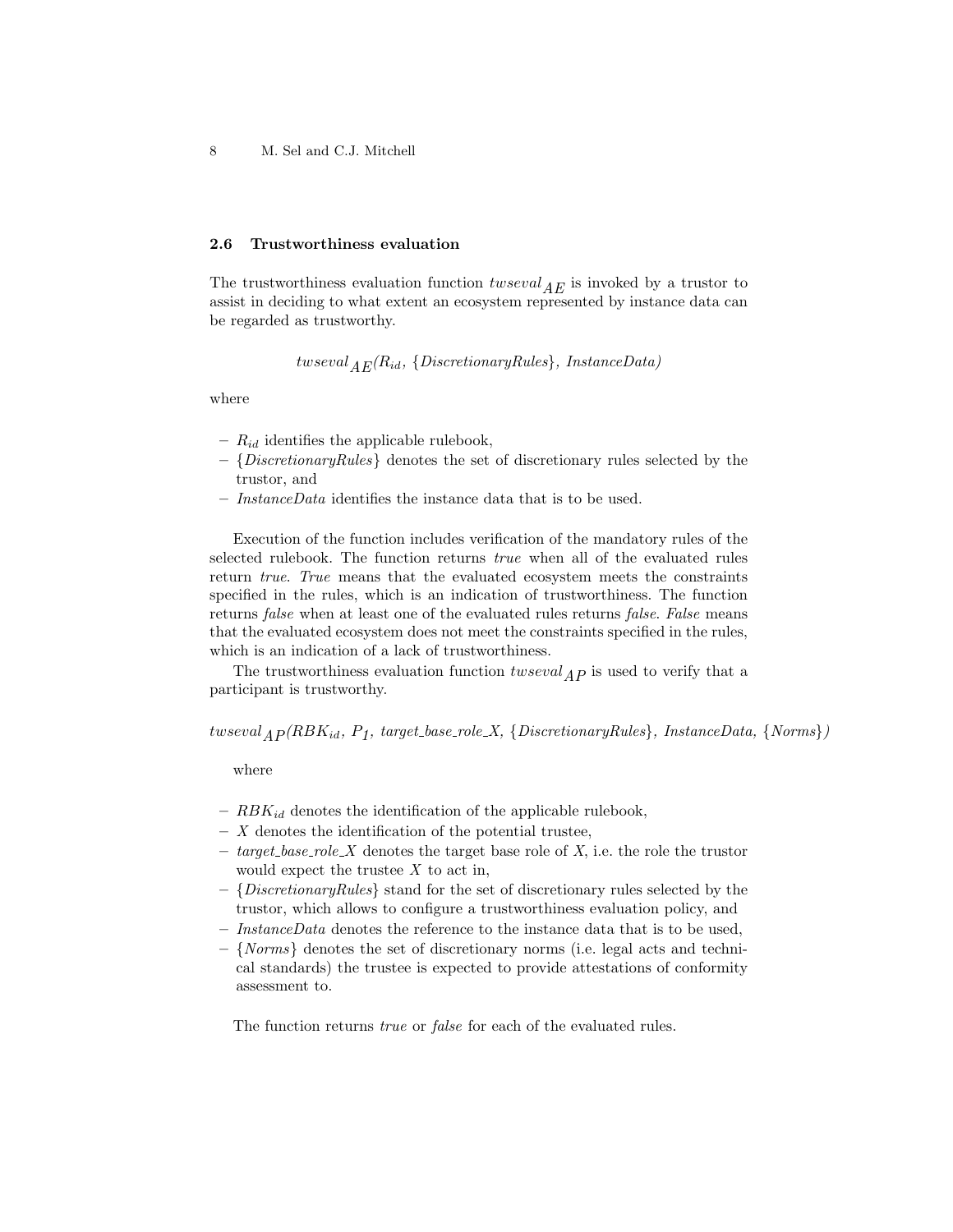### 2.6 Trustworthiness evaluation

The trustworthiness evaluation function $twseval_{AE}$ is invoked by a trustor to assist in deciding to what extent an ecosystem represented by instance data can be regarded as trustworthy.

$$twseval_{AE}(R_{id},\ \{DiscretionaryRules\},\ InstanceData)$$

where

- $R_{id}$ identifies the applicable rulebook,
- $\{DiscretionaryRules\}$ denotes the set of discretionary rules selected by the trustor, and
- *InstanceData* identifies the instance data that is to be used.

Execution of the function includes verification of the mandatory rules of the selected rulebook. The function returns *true* when all of the evaluated rules return *true*. *True* means that the evaluated ecosystem meets the constraints specified in the rules, which is an indication of trustworthiness. The function returns *false* when at least one of the evaluated rules returns *false*. *False* means that the evaluated ecosystem does not meet the constraints specified in the rules, which is an indication of a lack of trustworthiness.

The trustworthiness evaluation function $twseval_{AP}$ is used to verify that a participant is trustworthy.

$$twseval_{AP}(RBK_{id},\ P_1,\ target\_base\_role\_X,\ \{DiscretionaryRules\},\ InstanceData,\ \{Norms\})$$

where

- $RBK_{id}$ denotes the identification of the applicable rulebook,
- $X$ denotes the identification of the potential trustee,
- *target_base_role_X* denotes the target base role of $X$, i.e. the role the trustor would expect the trustee $X$ to act in,
- $\{DiscretionaryRules\}$ stand for the set of discretionary rules selected by the trustor, which allows to configure a trustworthiness evaluation policy, and
- *InstanceData* denotes the reference to the instance data that is to be used,
- $\{Norms\}$ denotes the set of discretionary norms (i.e. legal acts and technical standards) the trustee is expected to provide attestations of conformity assessment to.

The function returns *true* or *false* for each of the evaluated rules.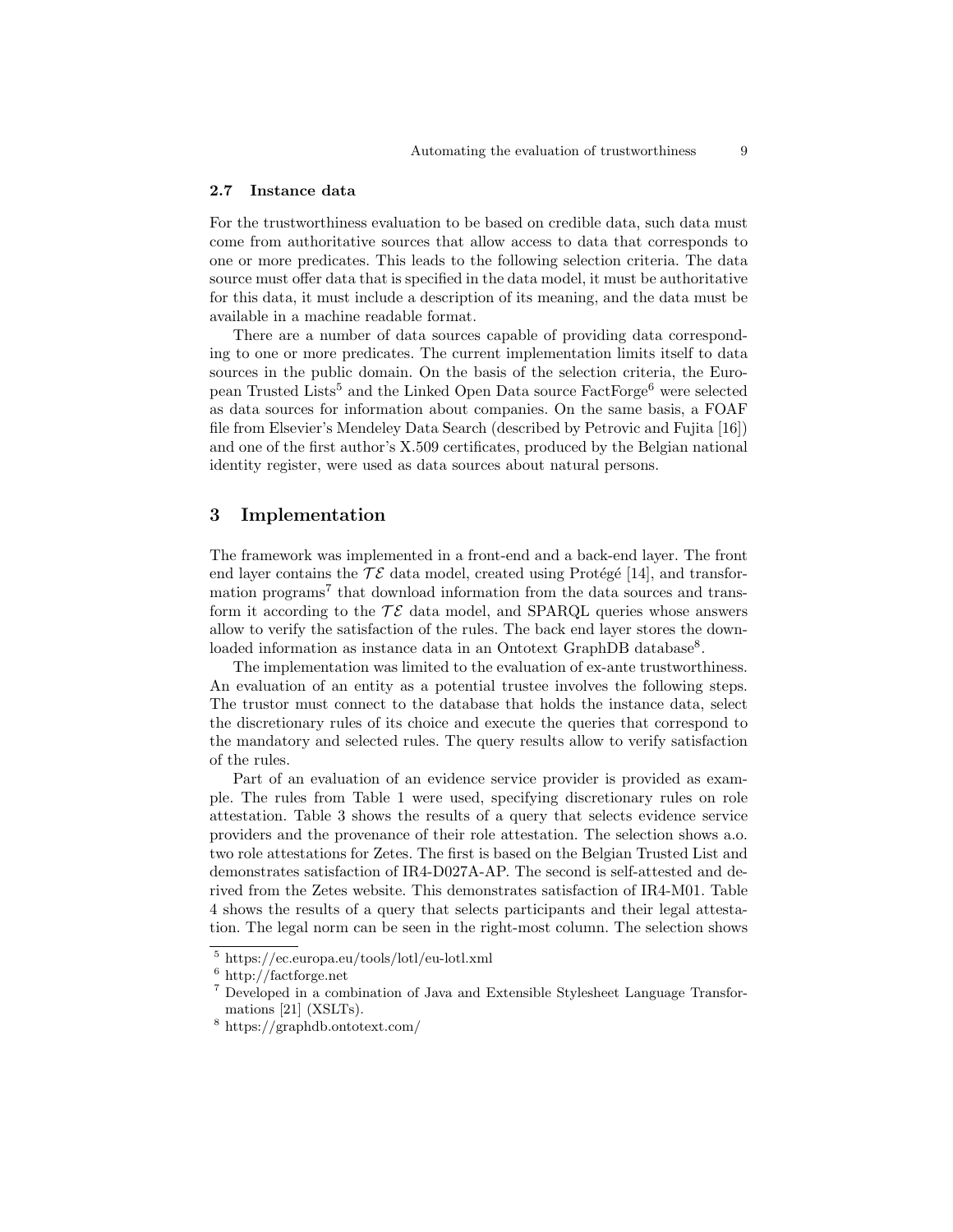### 2.7 Instance data

For the trustworthiness evaluation to be based on credible data, such data must come from authoritative sources that allow access to data that corresponds to one or more predicates. This leads to the following selection criteria. The data source must offer data that is specified in the data model, it must be authoritative for this data, it must include a description of its meaning, and the data must be available in a machine readable format.

There are a number of data sources capable of providing data corresponding to one or more predicates. The current implementation limits itself to data sources in the public domain. On the basis of the selection criteria, the European Trusted Lists[5] and the Linked Open Data source FactForge[6] were selected as data sources for information about companies. On the same basis, a FOAF file from Elsevier's Mendeley Data Search (described by Petrovic and Fujita [16]) and one of the first author's X.509 certificates, produced by the Belgian national identity register, were used as data sources about natural persons.

## 3 Implementation

The framework was implemented in a front-end and a back-end layer. The front end layer contains the $\mathcal{TE}$ data model, created using Protégé [14], and transformation programs[7] that download information from the data sources and transform it according to the $\mathcal{TE}$ data model, and SPARQL queries whose answers allow to verify the satisfaction of the rules. The back end layer stores the downloaded information as instance data in an Ontotext GraphDB database[8].

The implementation was limited to the evaluation of ex-ante trustworthiness. An evaluation of an entity as a potential trustee involves the following steps. The trustor must connect to the database that holds the instance data, select the discretionary rules of its choice and execute the queries that correspond to the mandatory and selected rules. The query results allow to verify satisfaction of the rules.

Part of an evaluation of an evidence service provider is provided as example. The rules from Table 1 were used, specifying discretionary rules on role attestation. Table 3 shows the results of a query that selects evidence service providers and the provenance of their role attestation. The selection shows a.o. two role attestations for Zetes. The first is based on the Belgian Trusted List and demonstrates satisfaction of IR4-D027A-AP. The second is self-attested and derived from the Zetes website. This demonstrates satisfaction of IR4-M01. Table 4 shows the results of a query that selects participants and their legal attestation. The legal norm can be seen in the right-most column. The selection shows

---

[5] https://ec.europa.eu/tools/lotl/eu-lotl.xml

[6] http://factforge.net

[7] Developed in a combination of Java and Extensible Stylesheet Language Transformations [21] (XSLTs).

[8] https://graphdb.ontotext.com/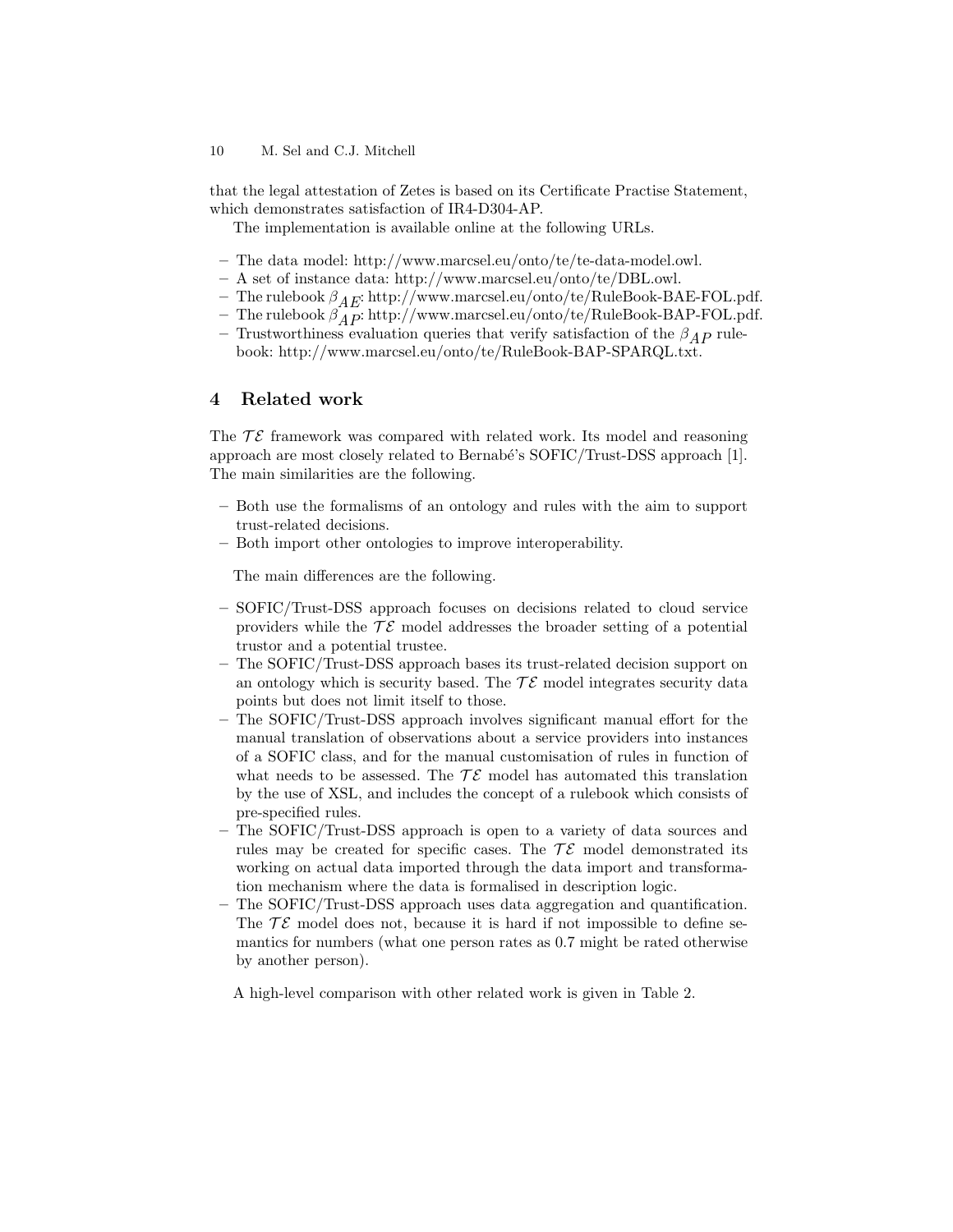that the legal attestation of Zetes is based on its Certificate Practise Statement, which demonstrates satisfaction of IR4-D304-AP.

The implementation is available online at the following URLs.

- The data model: http://www.marcsel.eu/onto/te/te-data-model.owl.
- A set of instance data: http://www.marcsel.eu/onto/te/DBL.owl.
- The rulebook $\beta_{AE}$: http://www.marcsel.eu/onto/te/RuleBook-BAE-FOL.pdf.
- The rulebook $\beta_{AP}$: http://www.marcsel.eu/onto/te/RuleBook-BAP-FOL.pdf.
- Trustworthiness evaluation queries that verify satisfaction of the $\beta_{AP}$ rulebook: http://www.marcsel.eu/onto/te/RuleBook-BAP-SPARQL.txt.

## 4 Related work

The $\mathcal{TE}$ framework was compared with related work. Its model and reasoning approach are most closely related to Bernabé's SOFIC/Trust-DSS approach [1]. The main similarities are the following.

- Both use the formalisms of an ontology and rules with the aim to support trust-related decisions.
- Both import other ontologies to improve interoperability.

The main differences are the following.

- SOFIC/Trust-DSS approach focuses on decisions related to cloud service providers while the $\mathcal{TE}$ model addresses the broader setting of a potential trustor and a potential trustee.
- The SOFIC/Trust-DSS approach bases its trust-related decision support on an ontology which is security based. The $\mathcal{TE}$ model integrates security data points but does not limit itself to those.
- The SOFIC/Trust-DSS approach involves significant manual effort for the manual translation of observations about a service providers into instances of a SOFIC class, and for the manual customisation of rules in function of what needs to be assessed. The $\mathcal{TE}$ model has automated this translation by the use of XSL, and includes the concept of a rulebook which consists of pre-specified rules.
- The SOFIC/Trust-DSS approach is open to a variety of data sources and rules may be created for specific cases. The $\mathcal{TE}$ model demonstrated its working on actual data imported through the data import and transformation mechanism where the data is formalised in description logic.
- The SOFIC/Trust-DSS approach uses data aggregation and quantification. The $\mathcal{TE}$ model does not, because it is hard if not impossible to define semantics for numbers (what one person rates as 0.7 might be rated otherwise by another person).

A high-level comparison with other related work is given in Table 2.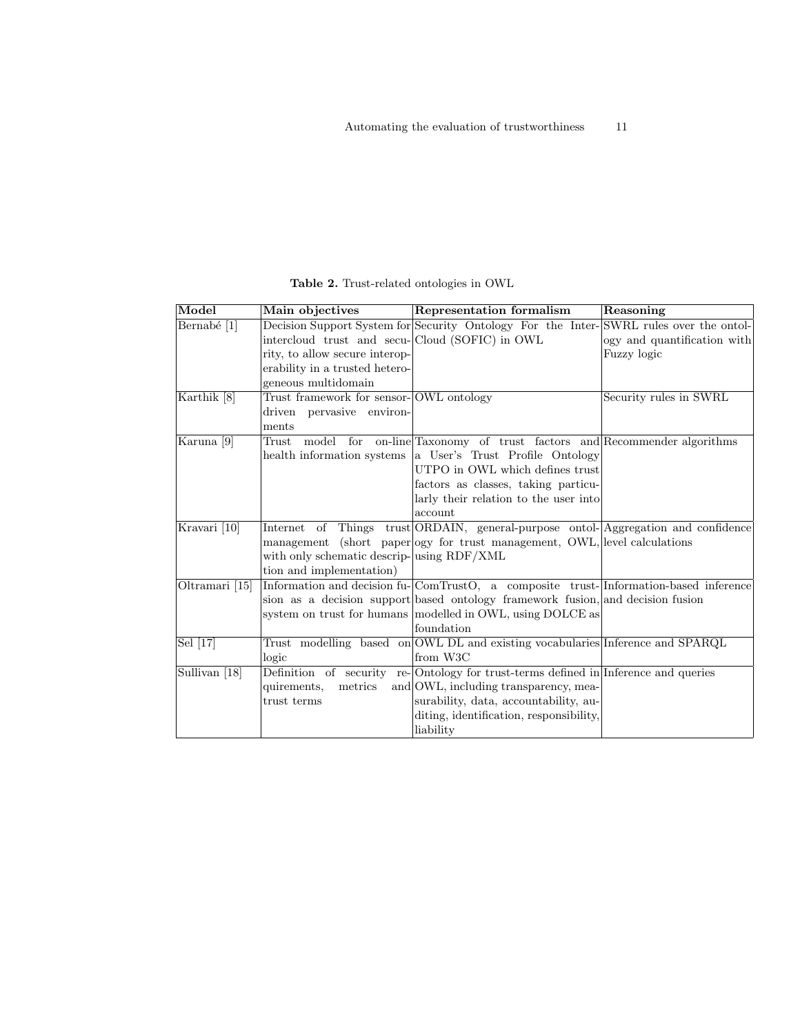**Table 2.** Trust-related ontologies in OWL

| Model | Main objectives | Representation formalism | Reasoning |
| --- | --- | --- | --- |
| Bernabé [1] | Decision Support System for intercloud trust and security, to allow secure interoperability in a trusted heterogeneous multidomain | Security Ontology For the InterCloud (SOFIC) in OWL | SWRL rules over the ontology and quantification with Fuzzy logic |
| Karthik [8] | Trust framework for sensor-driven pervasive environments | OWL ontology | Security rules in SWRL |
| Karuna [9] | Trust model for on-line health information systems | Taxonomy of trust factors and a User's Trust Profile Ontology UTPO in OWL which defines trust factors as classes, taking particularly their relation to the user into account | Recommender algorithms |
| Kravari [10] | Internet of Things trust management (short paper with only schematic description and implementation) | ORDAIN, general-purpose ontology for trust management, OWL, using RDF/XML | Aggregation and confidence level calculations |
| Oltramari [15] | Information and decision fusion as a decision support system on trust for humans | ComTrustO, a composite trust-based ontology framework fusion, modelled in OWL, using DOLCE as foundation | Information-based inference and decision fusion |
| Sel [17] | Trust modelling based on logic | OWL DL and existing vocabularies from W3C | Inference and SPARQL |
| Sullivan [18] | Definition of security requirements, metrics and trust terms | Ontology for trust-terms defined in OWL, including transparency, measurability, data, accountability, auditing, identification, responsibility, liability | Inference and queries |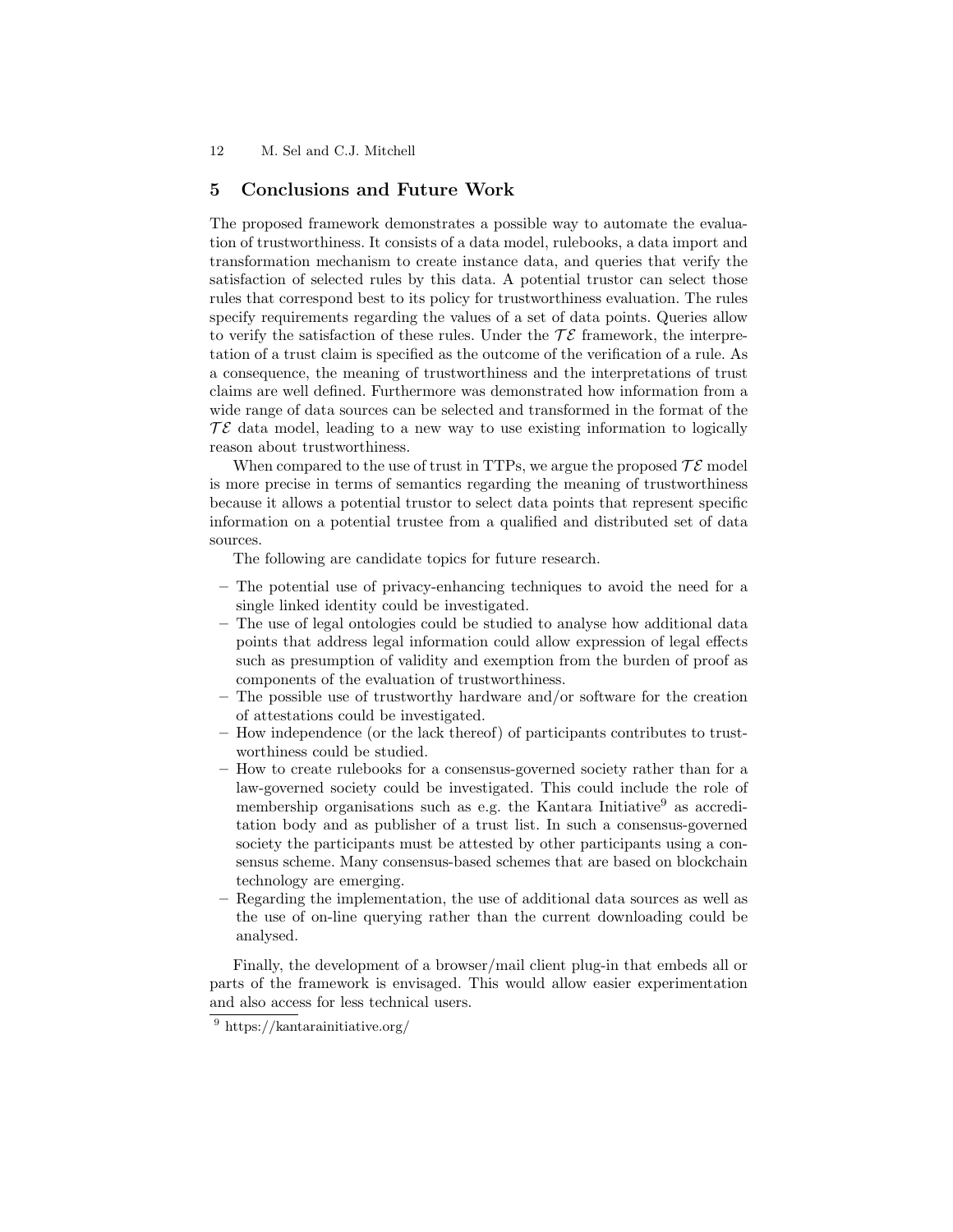## 5 Conclusions and Future Work

The proposed framework demonstrates a possible way to automate the evaluation of trustworthiness. It consists of a data model, rulebooks, a data import and transformation mechanism to create instance data, and queries that verify the satisfaction of selected rules by this data. A potential trustor can select those rules that correspond best to its policy for trustworthiness evaluation. The rules specify requirements regarding the values of a set of data points. Queries allow to verify the satisfaction of these rules. Under the $\mathcal{TE}$ framework, the interpretation of a trust claim is specified as the outcome of the verification of a rule. As a consequence, the meaning of trustworthiness and the interpretations of trust claims are well defined. Furthermore was demonstrated how information from a wide range of data sources can be selected and transformed in the format of the $\mathcal{TE}$ data model, leading to a new way to use existing information to logically reason about trustworthiness.

When compared to the use of trust in TTPs, we argue the proposed $\mathcal{TE}$ model is more precise in terms of semantics regarding the meaning of trustworthiness because it allows a potential trustor to select data points that represent specific information on a potential trustee from a qualified and distributed set of data sources.

The following are candidate topics for future research.

- The potential use of privacy-enhancing techniques to avoid the need for a single linked identity could be investigated.
- The use of legal ontologies could be studied to analyse how additional data points that address legal information could allow expression of legal effects such as presumption of validity and exemption from the burden of proof as components of the evaluation of trustworthiness.
- The possible use of trustworthy hardware and/or software for the creation of attestations could be investigated.
- How independence (or the lack thereof) of participants contributes to trustworthiness could be studied.
- How to create rulebooks for a consensus-governed society rather than for a law-governed society could be investigated. This could include the role of membership organisations such as e.g. the Kantara Initiative[9] as accreditation body and as publisher of a trust list. In such a consensus-governed society the participants must be attested by other participants using a consensus scheme. Many consensus-based schemes that are based on blockchain technology are emerging.
- Regarding the implementation, the use of additional data sources as well as the use of on-line querying rather than the current downloading could be analysed.

Finally, the development of a browser/mail client plug-in that embeds all or parts of the framework is envisaged. This would allow easier experimentation and also access for less technical users.

[9] https://kantarainitiative.org/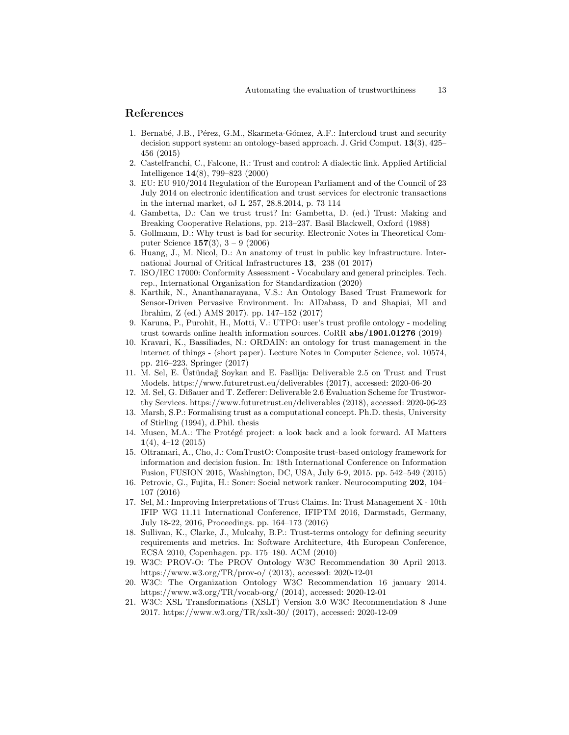## References

1. Bernabé, J.B., Pérez, G.M., Skarmeta-Gómez, A.F.: Intercloud trust and security decision support system: an ontology-based approach. J. Grid Comput. **13**(3), 425–456 (2015)
2. Castelfranchi, C., Falcone, R.: Trust and control: A dialectic link. Applied Artificial Intelligence **14**(8), 799–823 (2000)
3. EU: EU 910/2014 Regulation of the European Parliament and of the Council of 23 July 2014 on electronic identification and trust services for electronic transactions in the internal market, oJ L 257, 28.8.2014, p. 73 114
4. Gambetta, D.: Can we trust trust? In: Gambetta, D. (ed.) Trust: Making and Breaking Cooperative Relations, pp. 213–237. Basil Blackwell, Oxford (1988)
5. Gollmann, D.: Why trust is bad for security. Electronic Notes in Theoretical Computer Science **157**(3), 3 – 9 (2006)
6. Huang, J., M. Nicol, D.: An anatomy of trust in public key infrastructure. International Journal of Critical Infrastructures **13**, 238 (01 2017)
7. ISO/IEC 17000: Conformity Assessment - Vocabulary and general principles. Tech. rep., International Organization for Standardization (2020)
8. Karthik, N., Ananthanarayana, V.S.: An Ontology Based Trust Framework for Sensor-Driven Pervasive Environment. In: AlDabass, D and Shapiai, MI and Ibrahim, Z (ed.) AMS 2017). pp. 147–152 (2017)
9. Karuna, P., Purohit, H., Motti, V.: UTPO: user's trust profile ontology - modeling trust towards online health information sources. CoRR **abs/1901.01276** (2019)
10. Kravari, K., Bassiliades, N.: ORDAIN: an ontology for trust management in the internet of things - (short paper). Lecture Notes in Computer Science, vol. 10574, pp. 216–223. Springer (2017)
11. M. Sel, E. Üstündağ Soykan and E. Fasllija: Deliverable 2.5 on Trust and Trust Models. https://www.futuretrust.eu/deliverables (2017), accessed: 2020-06-20
12. M. Sel, G. Dißauer and T. Zefferer: Deliverable 2.6 Evaluation Scheme for Trustworthy Services. https://www.futuretrust.eu/deliverables (2018), accessed: 2020-06-23
13. Marsh, S.P.: Formalising trust as a computational concept. Ph.D. thesis, University of Stirling (1994), d.Phil. thesis
14. Musen, M.A.: The Protégé project: a look back and a look forward. AI Matters **1**(4), 4–12 (2015)
15. Oltramari, A., Cho, J.: ComTrustO: Composite trust-based ontology framework for information and decision fusion. In: 18th International Conference on Information Fusion, FUSION 2015, Washington, DC, USA, July 6-9, 2015. pp. 542–549 (2015)
16. Petrovic, G., Fujita, H.: Soner: Social network ranker. Neurocomputing **202**, 104–107 (2016)
17. Sel, M.: Improving Interpretations of Trust Claims. In: Trust Management X - 10th IFIP WG 11.11 International Conference, IFIPTM 2016, Darmstadt, Germany, July 18-22, 2016, Proceedings. pp. 164–173 (2016)
18. Sullivan, K., Clarke, J., Mulcahy, B.P.: Trust-terms ontology for defining security requirements and metrics. In: Software Architecture, 4th European Conference, ECSA 2010, Copenhagen. pp. 175–180. ACM (2010)
19. W3C: PROV-O: The PROV Ontology W3C Recommendation 30 April 2013. https://www.w3.org/TR/prov-o/ (2013), accessed: 2020-12-01
20. W3C: The Organization Ontology W3C Recommendation 16 january 2014. https://www.w3.org/TR/vocab-org/ (2014), accessed: 2020-12-01
21. W3C: XSL Transformations (XSLT) Version 3.0 W3C Recommendation 8 June 2017. https://www.w3.org/TR/xslt-30/ (2017), accessed: 2020-12-09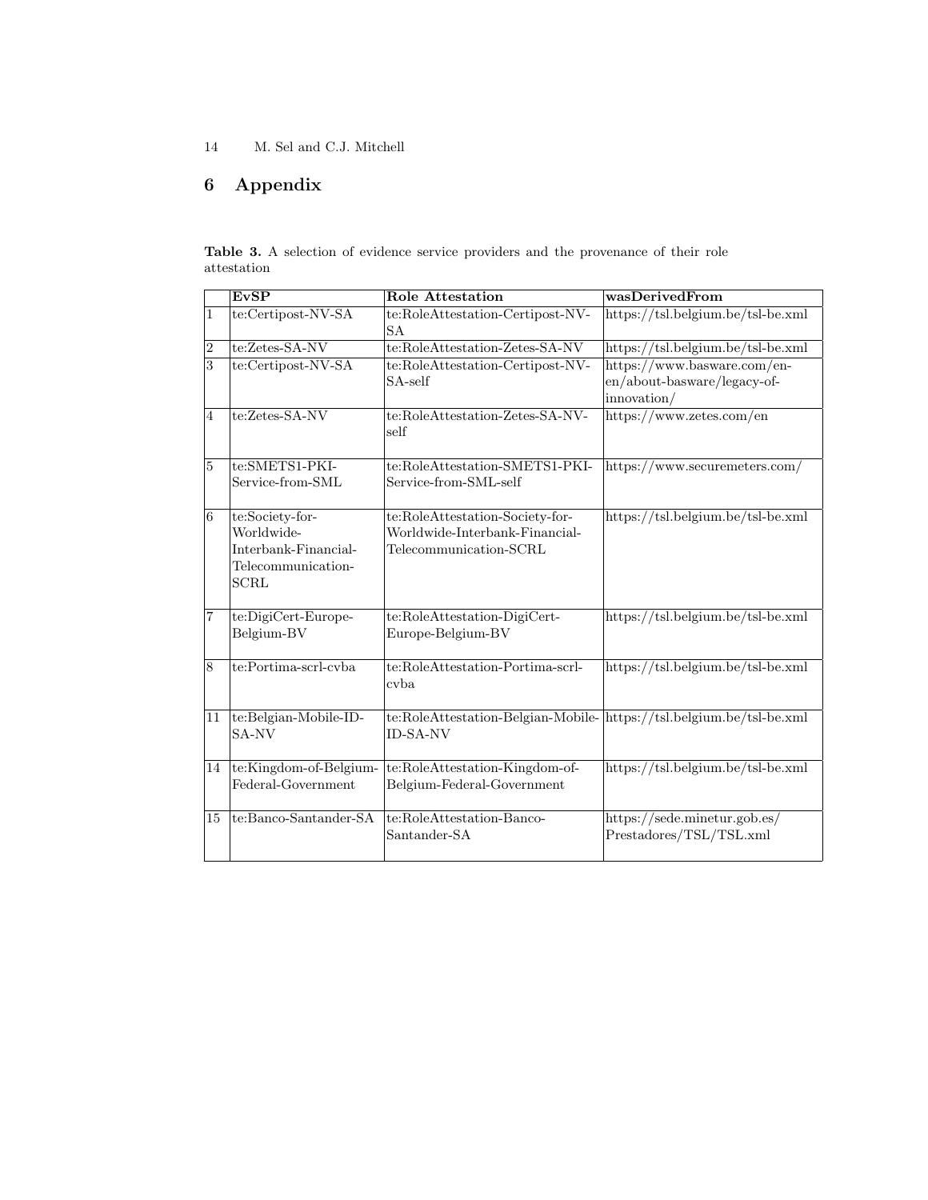# 6 Appendix

**Table 3.** A selection of evidence service providers and the provenance of their role attestation

| | EvSP | Role Attestation | wasDerivedFrom |
|---|---|---|---|
| 1 | te:Certipost-NV-SA | te:RoleAttestation-Certipost-NV-SA | https://tsl.belgium.be/tsl-be.xml |
| 2 | te:Zetes-SA-NV | te:RoleAttestation-Zetes-SA-NV | https://tsl.belgium.be/tsl-be.xml |
| 3 | te:Certipost-NV-SA | te:RoleAttestation-Certipost-NV-SA-self | https://www.basware.com/en-en/about-basware/legacy-of-innovation/ |
| 4 | te:Zetes-SA-NV | te:RoleAttestation-Zetes-SA-NV-self | https://www.zetes.com/en |
| 5 | te:SMETS1-PKI-Service-from-SML | te:RoleAttestation-SMETS1-PKI-Service-from-SML-self | https://www.securemeters.com/ |
| 6 | te:Society-for-Worldwide-Interbank-Financial-Telecommunication-SCRL | te:RoleAttestation-Society-for-Worldwide-Interbank-Financial-Telecommunication-SCRL | https://tsl.belgium.be/tsl-be.xml |
| 7 | te:DigiCert-Europe-Belgium-BV | te:RoleAttestation-DigiCert-Europe-Belgium-BV | https://tsl.belgium.be/tsl-be.xml |
| 8 | te:Portima-scrl-cvba | te:RoleAttestation-Portima-scrl-cvba | https://tsl.belgium.be/tsl-be.xml |
| 11 | te:Belgian-Mobile-ID-SA-NV | te:RoleAttestation-Belgian-Mobile-ID-SA-NV | https://tsl.belgium.be/tsl-be.xml |
| 14 | te:Kingdom-of-Belgium-Federal-Government | te:RoleAttestation-Kingdom-of-Belgium-Federal-Government | https://tsl.belgium.be/tsl-be.xml |
| 15 | te:Banco-Santander-SA | te:RoleAttestation-Banco-Santander-SA | https://sede.minetur.gob.es/Prestadores/TSL/TSL.xml |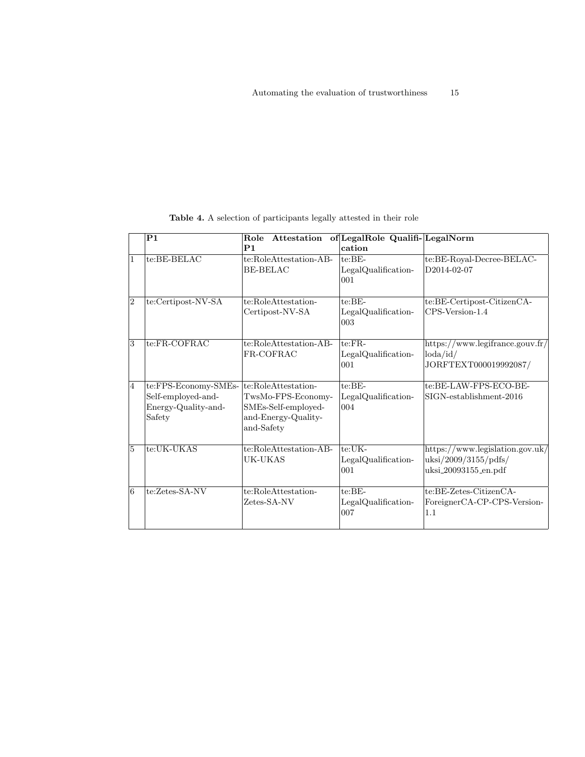**Table 4.** A selection of participants legally attested in their role

| | P1 | Role Attestation of P1 | LegalRole Qualification | LegalNorm |
|---|---|---|---|---|
| 1 | te:BE-BELAC | te:RoleAttestation-AB-BE-BELAC | te:BE-LegalQualification-001 | te:BE-Royal-Decree-BELAC-D2014-02-07 |
| 2 | te:Certipost-NV-SA | te:RoleAttestation-Certipost-NV-SA | te:BE-LegalQualification-003 | te:BE-Certipost-CitizenCA-CPS-Version-1.4 |
| 3 | te:FR-COFRAC | te:RoleAttestation-AB-FR-COFRAC | te:FR-LegalQualification-001 | https://www.legifrance.gouv.fr/loda/id/JORFTEXT000019992087/ |
| 4 | te:FPS-Economy-SMEs-Self-employed-and-Energy-Quality-and-Safety | te:RoleAttestation-TwsMo-FPS-Economy-SMEs-Self-employed-and-Energy-Quality-and-Safety | te:BE-LegalQualification-004 | te:BE-LAW-FPS-ECO-BE-SIGN-establishment-2016 |
| 5 | te:UK-UKAS | te:RoleAttestation-AB-UK-UKAS | te:UK-LegalQualification-001 | https://www.legislation.gov.uk/uksi/2009/3155/pdfs/uksi_20093155_en.pdf |
| 6 | te:Zetes-SA-NV | te:RoleAttestation-Zetes-SA-NV | te:BE-LegalQualification-007 | te:BE-Zetes-CitizenCA-ForeignerCA-CP-CPS-Version-1.1 |